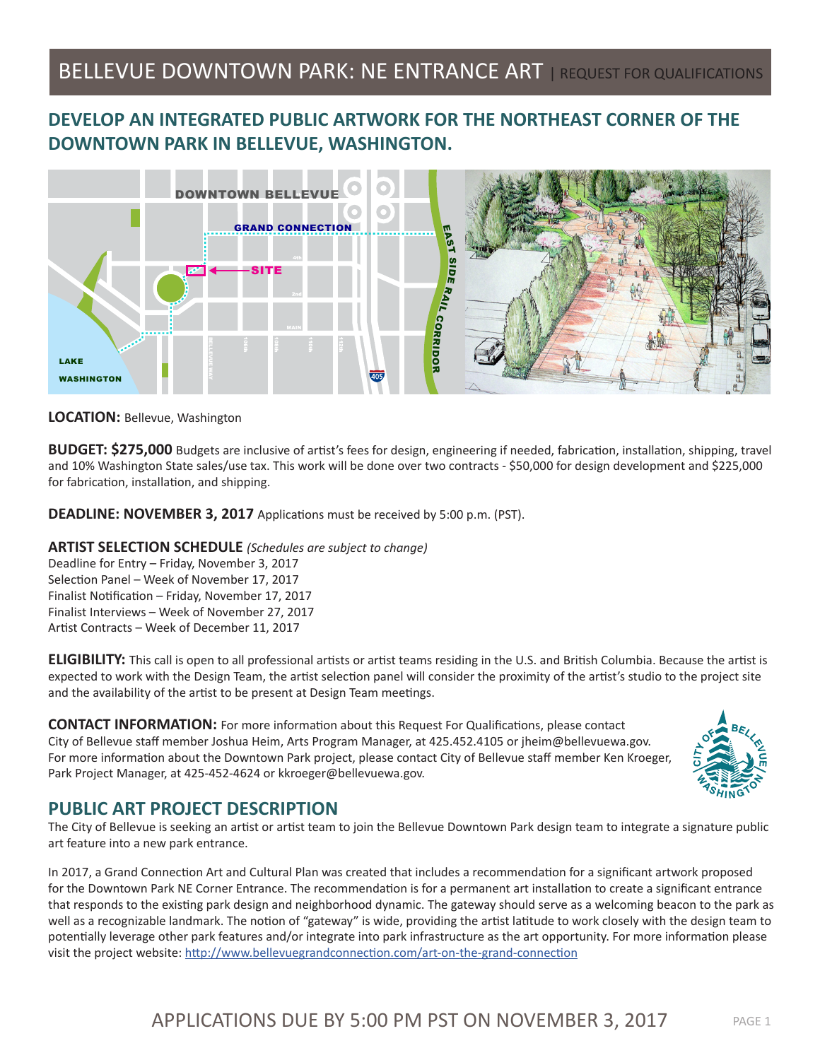# BELLEVUE DOWNTOWN PARK: NE ENTRANCE ART | REQUEST FOR QUALIFICATIONS

## DEVELOP AN INTEGRATED PUBLIC ARTWORK FOR THE NORTHEAST CORNER OF THE DOWNTOWN PARK IN BELLEVUE, WASHINGTON.

**LOCATION:** Bellevue, Washington

**BUDGET: $275,000** Budgets are inclusive of artist's fees for design, engineering if needed, fabrication, installation, shipping, travel and 10% Washington State sales/use tax. This work will be done over two contracts - $50,000 for design development and $225,000 for fabrication, installation, and shipping.

**DEADLINE: NOVEMBER 3, 2017** Applications must be received by 5:00 p.m. (PST).

**ARTIST SELECTION SCHEDULE** *(Schedules are subject to change)*
Deadline for Entry – Friday, November 3, 2017
Selection Panel – Week of November 17, 2017
Finalist Notification – Friday, November 17, 2017
Finalist Interviews – Week of November 27, 2017
Artist Contracts – Week of December 11, 2017

**ELIGIBILITY:** This call is open to all professional artists or artist teams residing in the U.S. and British Columbia. Because the artist is expected to work with the Design Team, the artist selection panel will consider the proximity of the artist's studio to the project site and the availability of the artist to be present at Design Team meetings.

**CONTACT INFORMATION:** For more information about this Request For Qualifications, please contact City of Bellevue staff member Joshua Heim, Arts Program Manager, at 425.452.4105 or jheim@bellevuewa.gov. For more information about the Downtown Park project, please contact City of Bellevue staff member Ken Kroeger, Park Project Manager, at 425-452-4624 or kkroeger@bellevuewa.gov.

## PUBLIC ART PROJECT DESCRIPTION

The City of Bellevue is seeking an artist or artist team to join the Bellevue Downtown Park design team to integrate a signature public art feature into a new park entrance.

In 2017, a Grand Connection Art and Cultural Plan was created that includes a recommendation for a significant artwork proposed for the Downtown Park NE Corner Entrance. The recommendation is for a permanent art installation to create a significant entrance that responds to the existing park design and neighborhood dynamic. The gateway should serve as a welcoming beacon to the park as well as a recognizable landmark. The notion of "gateway" is wide, providing the artist latitude to work closely with the design team to potentially leverage other park features and/or integrate into park infrastructure as the art opportunity. For more information please visit the project website: http://www.bellevuegrandconnection.com/art-on-the-grand-connection

APPLICATIONS DUE BY 5:00 PM PST ON NOVEMBER 3, 2017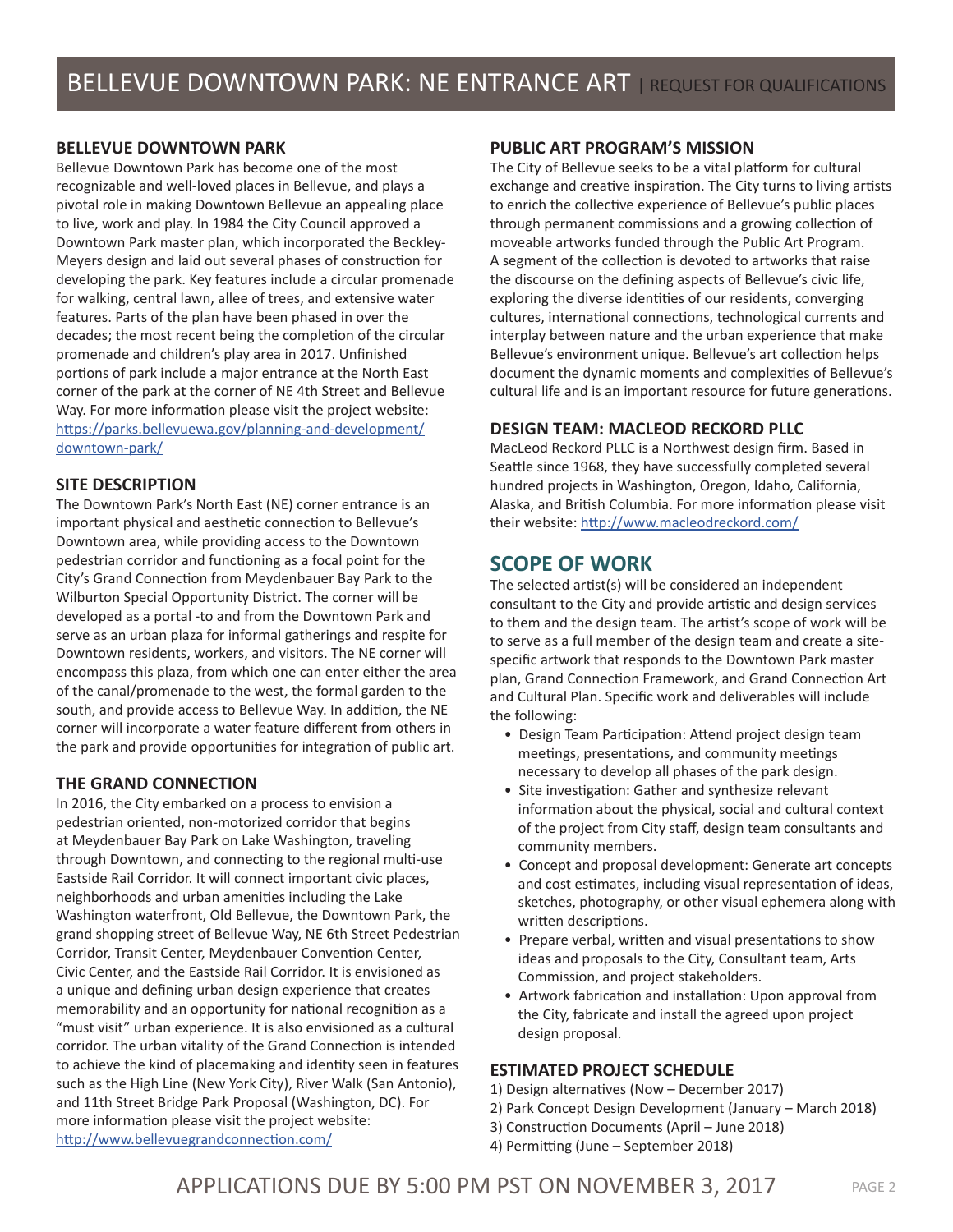## BELLEVUE DOWNTOWN PARK

Bellevue Downtown Park has become one of the most recognizable and well-loved places in Bellevue, and plays a pivotal role in making Downtown Bellevue an appealing place to live, work and play. In 1984 the City Council approved a Downtown Park master plan, which incorporated the Beckley-Meyers design and laid out several phases of construction for developing the park. Key features include a circular promenade for walking, central lawn, allee of trees, and extensive water features. Parts of the plan have been phased in over the decades; the most recent being the completion of the circular promenade and children's play area in 2017. Unfinished portions of park include a major entrance at the North East corner of the park at the corner of NE 4th Street and Bellevue Way. For more information please visit the project website: [https://parks.bellevuewa.gov/planning-and-development/downtown-park/](https://parks.bellevuewa.gov/planning-and-development/downtown-park/)

## SITE DESCRIPTION

The Downtown Park's North East (NE) corner entrance is an important physical and aesthetic connection to Bellevue's Downtown area, while providing access to the Downtown pedestrian corridor and functioning as a focal point for the City's Grand Connection from Meydenbauer Bay Park to the Wilburton Special Opportunity District. The corner will be developed as a portal -to and from the Downtown Park and serve as an urban plaza for informal gatherings and respite for Downtown residents, workers, and visitors. The NE corner will encompass this plaza, from which one can enter either the area of the canal/promenade to the west, the formal garden to the south, and provide access to Bellevue Way. In addition, the NE corner will incorporate a water feature different from others in the park and provide opportunities for integration of public art.

## THE GRAND CONNECTION

In 2016, the City embarked on a process to envision a pedestrian oriented, non-motorized corridor that begins at Meydenbauer Bay Park on Lake Washington, traveling through Downtown, and connecting to the regional multi-use Eastside Rail Corridor. It will connect important civic places, neighborhoods and urban amenities including the Lake Washington waterfront, Old Bellevue, the Downtown Park, the grand shopping street of Bellevue Way, NE 6th Street Pedestrian Corridor, Transit Center, Meydenbauer Convention Center, Civic Center, and the Eastside Rail Corridor. It is envisioned as a unique and defining urban design experience that creates memorability and an opportunity for national recognition as a "must visit" urban experience. It is also envisioned as a cultural corridor. The urban vitality of the Grand Connection is intended to achieve the kind of placemaking and identity seen in features such as the High Line (New York City), River Walk (San Antonio), and 11th Street Bridge Park Proposal (Washington, DC). For more information please visit the project website: [http://www.bellevuegrandconnection.com/](http://www.bellevuegrandconnection.com/)

## PUBLIC ART PROGRAM'S MISSION

The City of Bellevue seeks to be a vital platform for cultural exchange and creative inspiration. The City turns to living artists to enrich the collective experience of Bellevue's public places through permanent commissions and a growing collection of moveable artworks funded through the Public Art Program. A segment of the collection is devoted to artworks that raise the discourse on the defining aspects of Bellevue's civic life, exploring the diverse identities of our residents, converging cultures, international connections, technological currents and interplay between nature and the urban experience that make Bellevue's environment unique. Bellevue's art collection helps document the dynamic moments and complexities of Bellevue's cultural life and is an important resource for future generations.

## DESIGN TEAM: MACLEOD RECKORD PLLC

MacLeod Reckord PLLC is a Northwest design firm. Based in Seattle since 1968, they have successfully completed several hundred projects in Washington, Oregon, Idaho, California, Alaska, and British Columbia. For more information please visit their website: [http://www.macleodreckord.com/](http://www.macleodreckord.com/)

# SCOPE OF WORK

The selected artist(s) will be considered an independent consultant to the City and provide artistic and design services to them and the design team. The artist's scope of work will be to serve as a full member of the design team and create a site-specific artwork that responds to the Downtown Park master plan, Grand Connection Framework, and Grand Connection Art and Cultural Plan. Specific work and deliverables will include the following:

- Design Team Participation: Attend project design team meetings, presentations, and community meetings necessary to develop all phases of the park design.
- Site investigation: Gather and synthesize relevant information about the physical, social and cultural context of the project from City staff, design team consultants and community members.
- Concept and proposal development: Generate art concepts and cost estimates, including visual representation of ideas, sketches, photography, or other visual ephemera along with written descriptions.
- Prepare verbal, written and visual presentations to show ideas and proposals to the City, Consultant team, Arts Commission, and project stakeholders.
- Artwork fabrication and installation: Upon approval from the City, fabricate and install the agreed upon project design proposal.

## ESTIMATED PROJECT SCHEDULE

1) Design alternatives (Now – December 2017)
2) Park Concept Design Development (January – March 2018)
3) Construction Documents (April – June 2018)
4) Permitting (June – September 2018)

APPLICATIONS DUE BY 5:00 PM PST ON NOVEMBER 3, 2017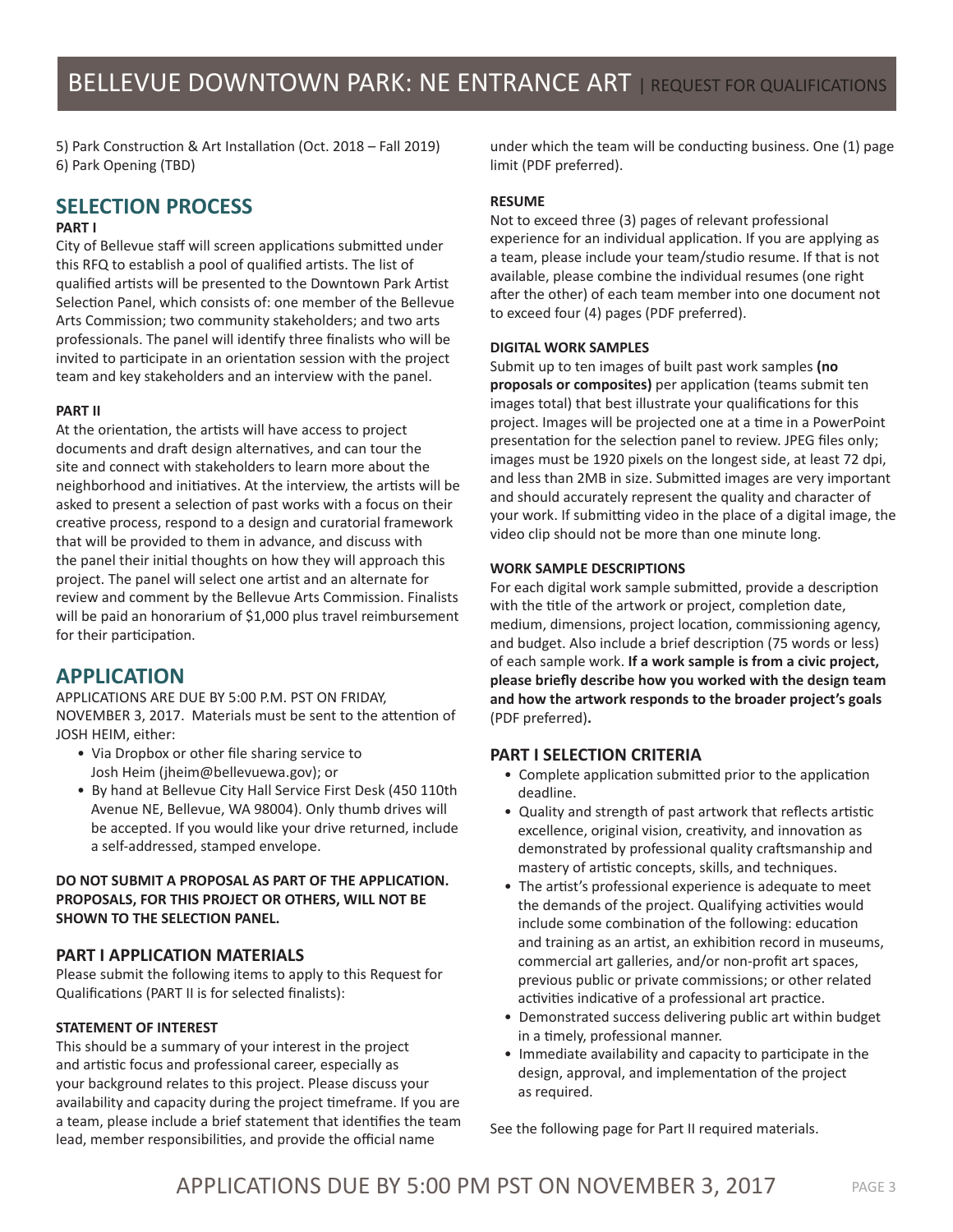5) Park Construction & Art Installation (Oct. 2018 – Fall 2019)
6) Park Opening (TBD)

## SELECTION PROCESS

**PART I**

City of Bellevue staff will screen applications submitted under this RFQ to establish a pool of qualified artists. The list of qualified artists will be presented to the Downtown Park Artist Selection Panel, which consists of: one member of the Bellevue Arts Commission; two community stakeholders; and two arts professionals. The panel will identify three finalists who will be invited to participate in an orientation session with the project team and key stakeholders and an interview with the panel.

**PART II**

At the orientation, the artists will have access to project documents and draft design alternatives, and can tour the site and connect with stakeholders to learn more about the neighborhood and initiatives. At the interview, the artists will be asked to present a selection of past works with a focus on their creative process, respond to a design and curatorial framework that will be provided to them in advance, and discuss with the panel their initial thoughts on how they will approach this project. The panel will select one artist and an alternate for review and comment by the Bellevue Arts Commission. Finalists will be paid an honorarium of $1,000 plus travel reimbursement for their participation.

## APPLICATION

APPLICATIONS ARE DUE BY 5:00 P.M. PST ON FRIDAY, NOVEMBER 3, 2017. Materials must be sent to the attention of JOSH HEIM, either:

- Via Dropbox or other file sharing service to Josh Heim (jheim@bellevuewa.gov); or
- By hand at Bellevue City Hall Service First Desk (450 110th Avenue NE, Bellevue, WA 98004). Only thumb drives will be accepted. If you would like your drive returned, include a self-addressed, stamped envelope.

**DO NOT SUBMIT A PROPOSAL AS PART OF THE APPLICATION. PROPOSALS, FOR THIS PROJECT OR OTHERS, WILL NOT BE SHOWN TO THE SELECTION PANEL.**

### PART I APPLICATION MATERIALS

Please submit the following items to apply to this Request for Qualifications (PART II is for selected finalists):

**STATEMENT OF INTEREST**

This should be a summary of your interest in the project and artistic focus and professional career, especially as your background relates to this project. Please discuss your availability and capacity during the project timeframe. If you are a team, please include a brief statement that identifies the team lead, member responsibilities, and provide the official name under which the team will be conducting business. One (1) page limit (PDF preferred).

**RESUME**

Not to exceed three (3) pages of relevant professional experience for an individual application. If you are applying as a team, please include your team/studio resume. If that is not available, please combine the individual resumes (one right after the other) of each team member into one document not to exceed four (4) pages (PDF preferred).

**DIGITAL WORK SAMPLES**

Submit up to ten images of built past work samples **(no proposals or composites)** per application (teams submit ten images total) that best illustrate your qualifications for this project. Images will be projected one at a time in a PowerPoint presentation for the selection panel to review. JPEG files only; images must be 1920 pixels on the longest side, at least 72 dpi, and less than 2MB in size. Submitted images are very important and should accurately represent the quality and character of your work. If submitting video in the place of a digital image, the video clip should not be more than one minute long.

**WORK SAMPLE DESCRIPTIONS**

For each digital work sample submitted, provide a description with the title of the artwork or project, completion date, medium, dimensions, project location, commissioning agency, and budget. Also include a brief description (75 words or less) of each sample work. **If a work sample is from a civic project, please briefly describe how you worked with the design team and how the artwork responds to the broader project's goals** (PDF preferred)**.**

### PART I SELECTION CRITERIA

- Complete application submitted prior to the application deadline.
- Quality and strength of past artwork that reflects artistic excellence, original vision, creativity, and innovation as demonstrated by professional quality craftsmanship and mastery of artistic concepts, skills, and techniques.
- The artist's professional experience is adequate to meet the demands of the project. Qualifying activities would include some combination of the following: education and training as an artist, an exhibition record in museums, commercial art galleries, and/or non-profit art spaces, previous public or private commissions; or other related activities indicative of a professional art practice.
- Demonstrated success delivering public art within budget in a timely, professional manner.
- Immediate availability and capacity to participate in the design, approval, and implementation of the project as required.

See the following page for Part II required materials.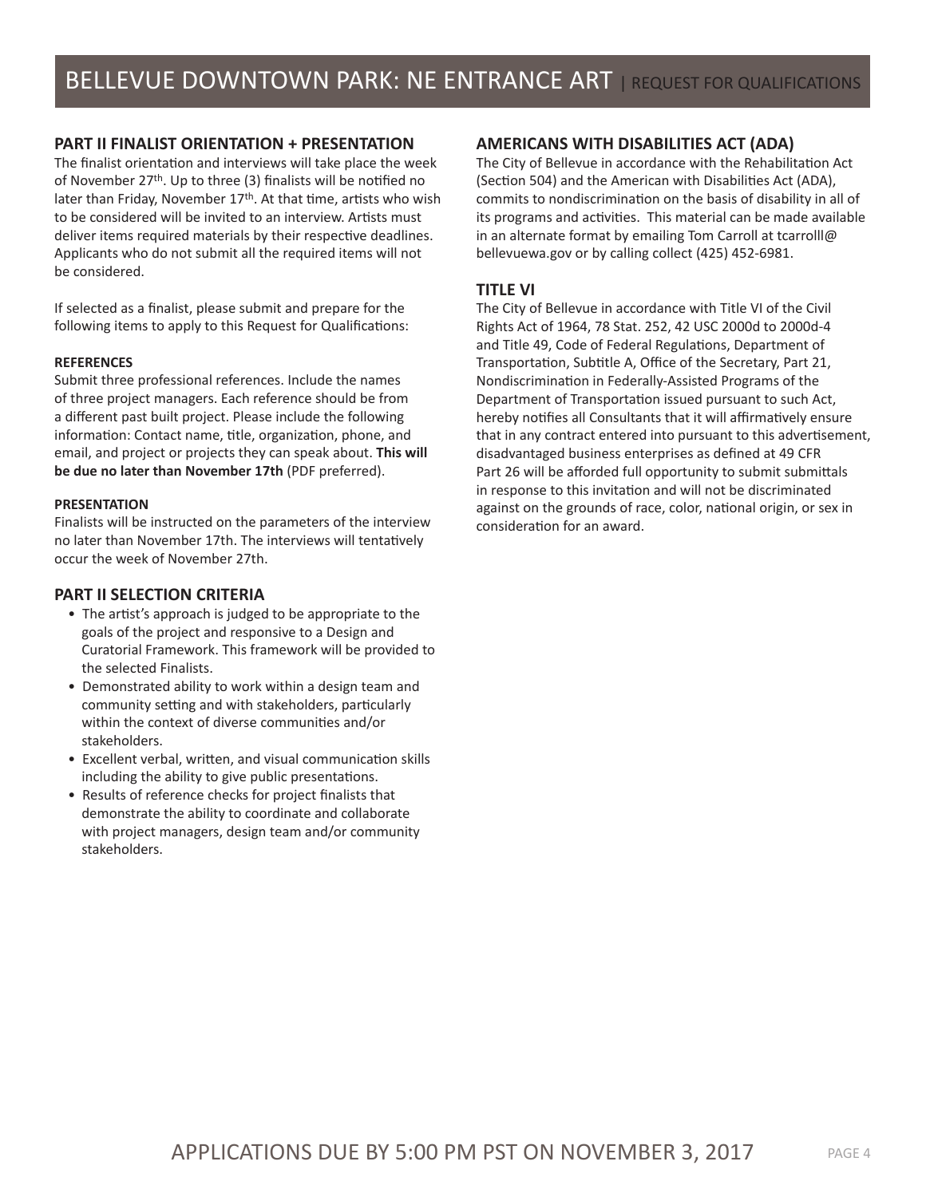## PART II FINALIST ORIENTATION + PRESENTATION

The finalist orientation and interviews will take place the week of November 27th. Up to three (3) finalists will be notified no later than Friday, November 17th. At that time, artists who wish to be considered will be invited to an interview. Artists must deliver items required materials by their respective deadlines. Applicants who do not submit all the required items will not be considered.

If selected as a finalist, please submit and prepare for the following items to apply to this Request for Qualifications:

#### REFERENCES

Submit three professional references. Include the names of three project managers. Each reference should be from a different past built project. Please include the following information: Contact name, title, organization, phone, and email, and project or projects they can speak about. **This will be due no later than November 17th** (PDF preferred).

#### PRESENTATION

Finalists will be instructed on the parameters of the interview no later than November 17th. The interviews will tentatively occur the week of November 27th.

## PART II SELECTION CRITERIA

- The artist's approach is judged to be appropriate to the goals of the project and responsive to a Design and Curatorial Framework. This framework will be provided to the selected Finalists.
- Demonstrated ability to work within a design team and community setting and with stakeholders, particularly within the context of diverse communities and/or stakeholders.
- Excellent verbal, written, and visual communication skills including the ability to give public presentations.
- Results of reference checks for project finalists that demonstrate the ability to coordinate and collaborate with project managers, design team and/or community stakeholders.

## AMERICANS WITH DISABILITIES ACT (ADA)

The City of Bellevue in accordance with the Rehabilitation Act (Section 504) and the American with Disabilities Act (ADA), commits to nondiscrimination on the basis of disability in all of its programs and activities. This material can be made available in an alternate format by emailing Tom Carroll at tcarrolll@bellevuewa.gov or by calling collect (425) 452-6981.

## TITLE VI

The City of Bellevue in accordance with Title VI of the Civil Rights Act of 1964, 78 Stat. 252, 42 USC 2000d to 2000d-4 and Title 49, Code of Federal Regulations, Department of Transportation, Subtitle A, Office of the Secretary, Part 21, Nondiscrimination in Federally-Assisted Programs of the Department of Transportation issued pursuant to such Act, hereby notifies all Consultants that it will affirmatively ensure that in any contract entered into pursuant to this advertisement, disadvantaged business enterprises as defined at 49 CFR Part 26 will be afforded full opportunity to submit submittals in response to this invitation and will not be discriminated against on the grounds of race, color, national origin, or sex in consideration for an award.